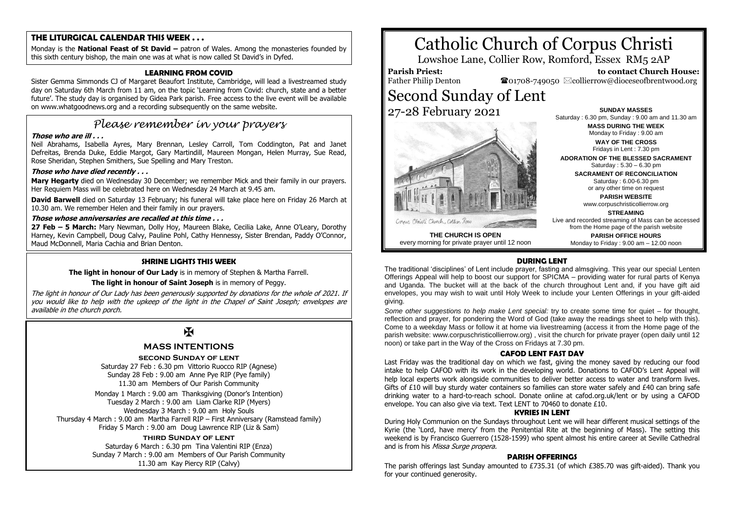# Catholic Church of Corpus Christi

Lowshoe Lane, Collier Row, Romford, Essex RM5 2AP

**Parish Priest:** Father Philip Denton

**to contact Church House:** ☎01708-749050 ✉collierrow@dioceseofbrentwood.org

# Second Sunday of Lent

27-28 February 2021

**THE CHURCH IS OPEN** every morning for private prayer until 12 noon

**SUNDAY MASSES**
Saturday : 6.30 pm, Sunday : 9.00 am and 11.30 am

**MASS DURING THE WEEK**
Monday to Friday : 9.00 am

**WAY OF THE CROSS**
Fridays in Lent : 7.30 pm

**ADORATION OF THE BLESSED SACRAMENT**
Saturday : 5.30 – 6.30 pm

**SACRAMENT OF RECONCILIATION**
Saturday : 6.00-6.30 pm
or any other time on request

**PARISH WEBSITE**
www.corpuschristicollierrow.org

**STREAMING**
Live and recorded streaming of Mass can be accessed from the Home page of the parish website

**PARISH OFFICE HOURS**
Monday to Friday : 9.00 am – 12.00 noon

## THE LITURGICAL CALENDAR THIS WEEK . . .

Monday is the **National Feast of St David –** patron of Wales. Among the monasteries founded by this sixth century bishop, the main one was at what is now called St David's in Dyfed.

## LEARNING FROM COVID

Sister Gemma Simmonds CJ of Margaret Beaufort Institute, Cambridge, will lead a livestreamed study day on Saturday 6th March from 11 am, on the topic 'Learning from Covid: church, state and a better future'. The study day is organised by Gidea Park parish. Free access to the live event will be available on www.whatgoodnews.org and a recording subsequently on the same website.

## *Please remember in your prayers*

***Those who are ill . . .***

Neil Abrahams, Isabella Ayres, Mary Brennan, Lesley Carroll, Tom Coddington, Pat and Janet Defreitas, Brenda Duke, Eddie Margot, Gary Martindill, Maureen Mongan, Helen Murray, Sue Read, Rose Sheridan, Stephen Smithers, Sue Spelling and Mary Treston.

***Those who have died recently . . .***

**Mary Hegarty** died on Wednesday 30 December; we remember Mick and their family in our prayers. Her Requiem Mass will be celebrated here on Wednesday 24 March at 9.45 am.

**David Barwell** died on Saturday 13 February; his funeral will take place here on Friday 26 March at 10.30 am. We remember Helen and their family in our prayers.

***Those whose anniversaries are recalled at this time . . .***

**27 Feb – 5 March:** Mary Newman, Dolly Hoy, Maureen Blake, Cecilia Lake, Anne O'Leary, Dorothy Harney, Kevin Campbell, Doug Calvy, Pauline Pohl, Cathy Hennessy, Sister Brendan, Paddy O'Connor, Maud McDonnell, Maria Cachia and Brian Denton.

## SHRINE LIGHTS THIS WEEK

**The light in honour of Our Lady** is in memory of Stephen & Martha Farrell.

**The light in honour of Saint Joseph** is in memory of Peggy.

*The light in honour of Our Lady has been generously supported by donations for the whole of 2021. If you would like to help with the upkeep of the light in the Chapel of Saint Joseph; envelopes are available in the church porch.*

## MASS INTENTIONS

### SECOND SUNDAY OF LENT

Saturday 27 Feb : 6.30 pm Vittorio Ruocco RIP (Agnese)
Sunday 28 Feb : 9.00 am Anne Pye RIP (Pye family)
11.30 am Members of Our Parish Community

Monday 1 March : 9.00 am Thanksgiving (Donor's Intention)
Tuesday 2 March : 9.00 am Liam Clarke RIP (Myers)
Wednesday 3 March : 9.00 am Holy Souls
Thursday 4 March : 9.00 am Martha Farrell RIP – First Anniversary (Ramstead family)
Friday 5 March : 9.00 am Doug Lawrence RIP (Liz & Sam)

### THIRD SUNDAY OF LENT

Saturday 6 March : 6.30 pm Tina Valentini RIP (Enza)
Sunday 7 March : 9.00 am Members of Our Parish Community
11.30 am Kay Piercy RIP (Calvy)

## DURING LENT

The traditional 'disciplines' of Lent include prayer, fasting and almsgiving. This year our special Lenten Offerings Appeal will help to boost our support for SPICMA – providing water for rural parts of Kenya and Uganda. The bucket will at the back of the church throughout Lent and, if you have gift aid envelopes, you may wish to wait until Holy Week to include your Lenten Offerings in your gift-aided giving.

*Some other suggestions to help make Lent special:* try to create some time for quiet – for thought, reflection and prayer, for pondering the Word of God (take away the readings sheet to help with this). Come to a weekday Mass or follow it at home via livestreaming (access it from the Home page of the parish website: www.corpuschristicollierrow.org) , visit the church for private prayer (open daily until 12 noon) or take part in the Way of the Cross on Fridays at 7.30 pm.

## CAFOD LENT FAST DAY

Last Friday was the traditional day on which we fast, giving the money saved by reducing our food intake to help CAFOD with its work in the developing world. Donations to CAFOD's Lent Appeal will help local experts work alongside communities to deliver better access to water and transform lives. Gifts of £10 will buy sturdy water containers so families can store water safely and £40 can bring safe drinking water to a hard-to-reach school. Donate online at cafod.org.uk/lent or by using a CAFOD envelope. You can also give via text. Text LENT to 70460 to donate £10.

## KYRIES IN LENT

During Holy Communion on the Sundays throughout Lent we will hear different musical settings of the Kyrie (the 'Lord, have mercy' from the Penitential Rite at the beginning of Mass). The setting this weekend is by Francisco Guerrero (1528-1599) who spent almost his entire career at Seville Cathedral and is from his *Missa Surge propera.*

## PARISH OFFERINGS

The parish offerings last Sunday amounted to £735.31 (of which £385.70 was gift-aided). Thank you for your continued generosity.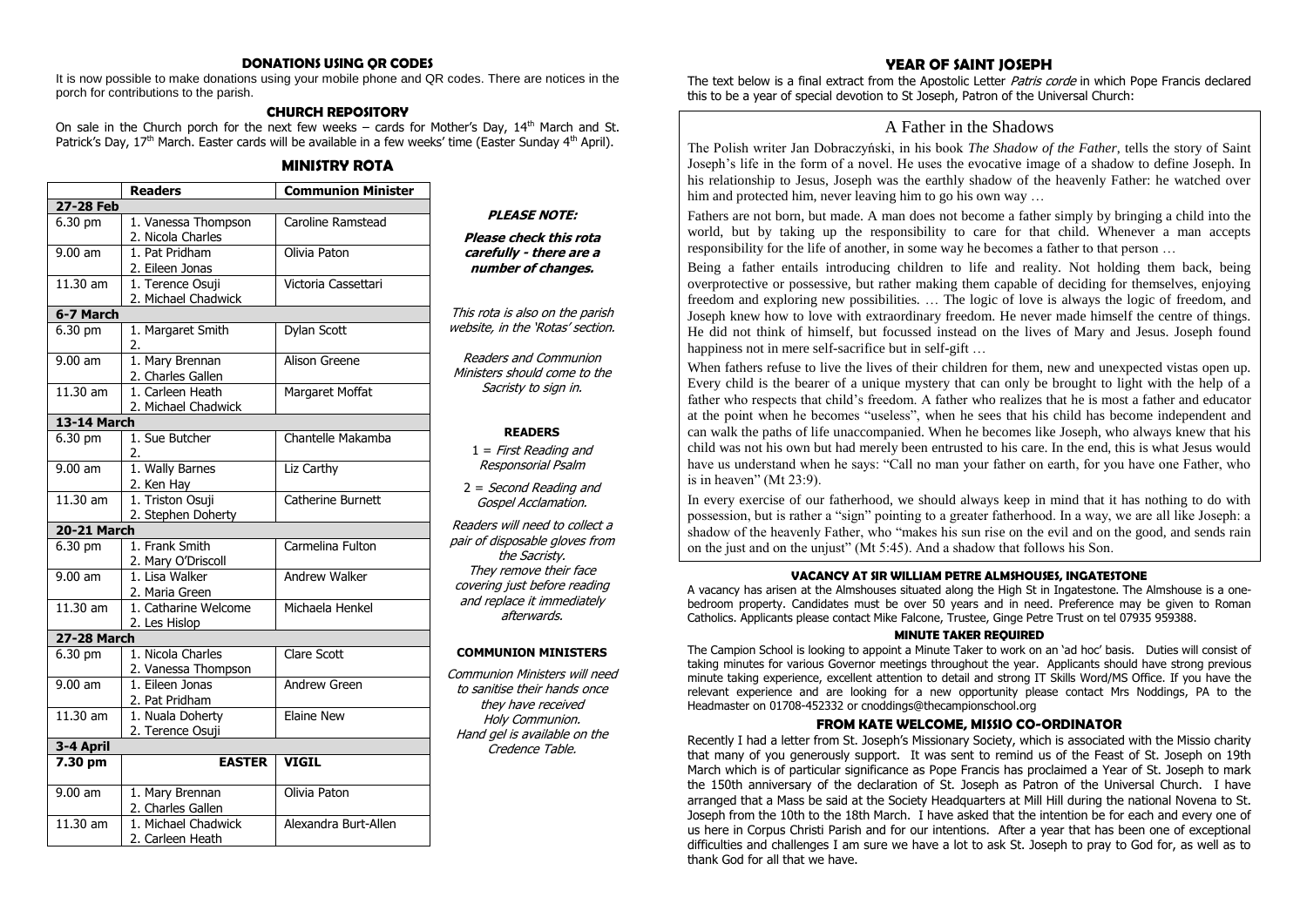### DONATIONS USING QR CODES

It is now possible to make donations using your mobile phone and QR codes. There are notices in the porch for contributions to the parish.

### CHURCH REPOSITORY

On sale in the Church porch for the next few weeks – cards for Mother's Day, 14th March and St. Patrick's Day, 17th March. Easter cards will be available in a few weeks' time (Easter Sunday 4th April).

### MINISTRY ROTA

| | Readers | Communion Minister |
|---|---|---|
| **27-28 Feb** | | |
| 6.30 pm | 1. Vanessa Thompson<br>2. Nicola Charles | Caroline Ramstead |
| 9.00 am | 1. Pat Pridham<br>2. Eileen Jonas | Olivia Paton |
| 11.30 am | 1. Terence Osuji<br>2. Michael Chadwick | Victoria Cassettari |
| **6-7 March** | | |
| 6.30 pm | 1. Margaret Smith<br>2. | Dylan Scott |
| 9.00 am | 1. Mary Brennan<br>2. Charles Gallen | Alison Greene |
| 11.30 am | 1. Carleen Heath<br>2. Michael Chadwick | Margaret Moffat |
| **13-14 March** | | |
| 6.30 pm | 1. Sue Butcher<br>2. | Chantelle Makamba |
| 9.00 am | 1. Wally Barnes<br>2. Ken Hay | Liz Carthy |
| 11.30 am | 1. Triston Osuji<br>2. Stephen Doherty | Catherine Burnett |
| **20-21 March** | | |
| 6.30 pm | 1. Frank Smith<br>2. Mary O'Driscoll | Carmelina Fulton |
| 9.00 am | 1. Lisa Walker<br>2. Maria Green | Andrew Walker |
| 11.30 am | 1. Catharine Welcome<br>2. Les Hislop | Michaela Henkel |
| **27-28 March** | | |
| 6.30 pm | 1. Nicola Charles<br>2. Vanessa Thompson | Clare Scott |
| 9.00 am | 1. Eileen Jonas<br>2. Pat Pridham | Andrew Green |
| 11.30 am | 1. Nuala Doherty<br>2. Terence Osuji | Elaine New |
| **3-4 April** | | |
| **7.30 pm** | **EASTER** | **VIGIL** |
| 9.00 am | 1. Mary Brennan<br>2. Charles Gallen | Olivia Paton |
| 11.30 am | 1. Michael Chadwick<br>2. Carleen Heath | Alexandra Burt-Allen |

***PLEASE NOTE:***

***Please check this rota carefully - there are a number of changes.***

*This rota is also on the parish website, in the 'Rotas' section.*

*Readers and Communion Ministers should come to the Sacristy to sign in.*

**READERS**

1 = *First Reading and Responsorial Psalm*

2 = *Second Reading and Gospel Acclamation.*

*Readers will need to collect a pair of disposable gloves from the Sacristy. They remove their face covering just before reading and replace it immediately afterwards.*

**COMMUNION MINISTERS**

*Communion Ministers will need to sanitise their hands once they have received Holy Communion. Hand gel is available on the Credence Table.*

### YEAR OF SAINT JOSEPH

The text below is a final extract from the Apostolic Letter *Patris corde* in which Pope Francis declared this to be a year of special devotion to St Joseph, Patron of the Universal Church:

## A Father in the Shadows

The Polish writer Jan Dobraczyński, in his book *The Shadow of the Father*, tells the story of Saint Joseph's life in the form of a novel. He uses the evocative image of a shadow to define Joseph. In his relationship to Jesus, Joseph was the earthly shadow of the heavenly Father: he watched over him and protected him, never leaving him to go his own way …

Fathers are not born, but made. A man does not become a father simply by bringing a child into the world, but by taking up the responsibility to care for that child. Whenever a man accepts responsibility for the life of another, in some way he becomes a father to that person …

Being a father entails introducing children to life and reality. Not holding them back, being overprotective or possessive, but rather making them capable of deciding for themselves, enjoying freedom and exploring new possibilities. … The logic of love is always the logic of freedom, and Joseph knew how to love with extraordinary freedom. He never made himself the centre of things. He did not think of himself, but focussed instead on the lives of Mary and Jesus. Joseph found happiness not in mere self-sacrifice but in self-gift …

When fathers refuse to live the lives of their children for them, new and unexpected vistas open up. Every child is the bearer of a unique mystery that can only be brought to light with the help of a father who respects that child's freedom. A father who realizes that he is most a father and educator at the point when he becomes "useless", when he sees that his child has become independent and can walk the paths of life unaccompanied. When he becomes like Joseph, who always knew that his child was not his own but had merely been entrusted to his care. In the end, this is what Jesus would have us understand when he says: "Call no man your father on earth, for you have one Father, who is in heaven" (Mt 23:9).

In every exercise of our fatherhood, we should always keep in mind that it has nothing to do with possession, but is rather a "sign" pointing to a greater fatherhood. In a way, we are all like Joseph: a shadow of the heavenly Father, who "makes his sun rise on the evil and on the good, and sends rain on the just and on the unjust" (Mt 5:45). And a shadow that follows his Son.

### VACANCY AT SIR WILLIAM PETRE ALMSHOUSES, INGATESTONE

A vacancy has arisen at the Almshouses situated along the High St in Ingatestone. The Almshouse is a one-bedroom property. Candidates must be over 50 years and in need. Preference may be given to Roman Catholics. Applicants please contact Mike Falcone, Trustee, Ginge Petre Trust on tel 07935 959388.

### MINUTE TAKER REQUIRED

The Campion School is looking to appoint a Minute Taker to work on an 'ad hoc' basis. Duties will consist of taking minutes for various Governor meetings throughout the year. Applicants should have strong previous minute taking experience, excellent attention to detail and strong IT Skills Word/MS Office. If you have the relevant experience and are looking for a new opportunity please contact Mrs Noddings, PA to the Headmaster on 01708-452332 or cnoddings@thecampionschool.org

### FROM KATE WELCOME, MISSIO CO-ORDINATOR

Recently I had a letter from St. Joseph's Missionary Society, which is associated with the Missio charity that many of you generously support. It was sent to remind us of the Feast of St. Joseph on 19th March which is of particular significance as Pope Francis has proclaimed a Year of St. Joseph to mark the 150th anniversary of the declaration of St. Joseph as Patron of the Universal Church. I have arranged that a Mass be said at the Society Headquarters at Mill Hill during the national Novena to St. Joseph from the 10th to the 18th March. I have asked that the intention be for each and every one of us here in Corpus Christi Parish and for our intentions. After a year that has been one of exceptional difficulties and challenges I am sure we have a lot to ask St. Joseph to pray to God for, as well as to thank God for all that we have.